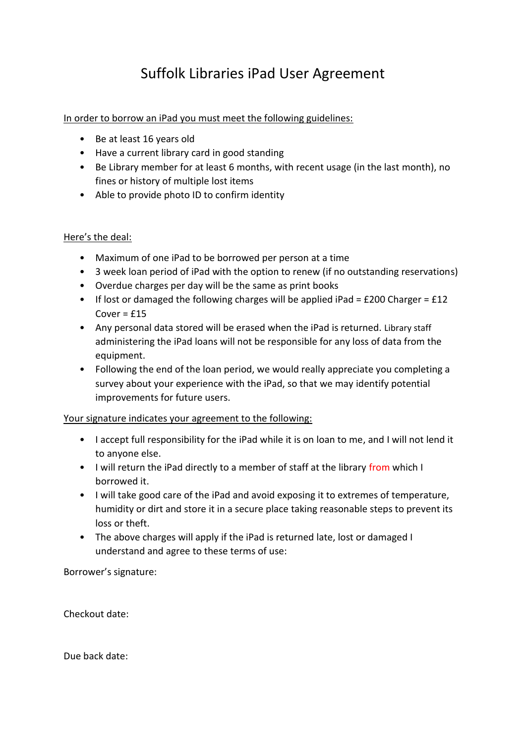# Suffolk Libraries iPad User Agreement

In order to borrow an iPad you must meet the following guidelines:

- Be at least 16 years old
- Have a current library card in good standing
- Be Library member for at least 6 months, with recent usage (in the last month), no fines or history of multiple lost items
- Able to provide photo ID to confirm identity

Here's the deal:

- Maximum of one iPad to be borrowed per person at a time
- 3 week loan period of iPad with the option to renew (if no outstanding reservations)
- Overdue charges per day will be the same as print books
- If lost or damaged the following charges will be applied iPad = £200 Charger = £12 Cover = £15
- Any personal data stored will be erased when the iPad is returned. Library staff administering the iPad loans will not be responsible for any loss of data from the equipment.
- Following the end of the loan period, we would really appreciate you completing a survey about your experience with the iPad, so that we may identify potential improvements for future users.

Your signature indicates your agreement to the following:

- I accept full responsibility for the iPad while it is on loan to me, and I will not lend it to anyone else.
- I will return the iPad directly to a member of staff at the library from which I borrowed it.
- I will take good care of the iPad and avoid exposing it to extremes of temperature, humidity or dirt and store it in a secure place taking reasonable steps to prevent its loss or theft.
- The above charges will apply if the iPad is returned late, lost or damaged I understand and agree to these terms of use:

Borrower's signature:

Checkout date:

Due back date: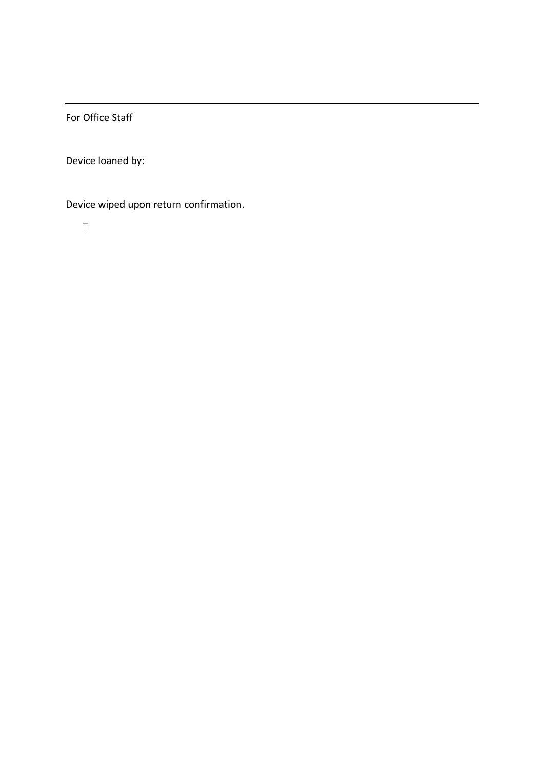---

For Office Staff

Device loaned by:

Device wiped upon return confirmation.

- [ ]